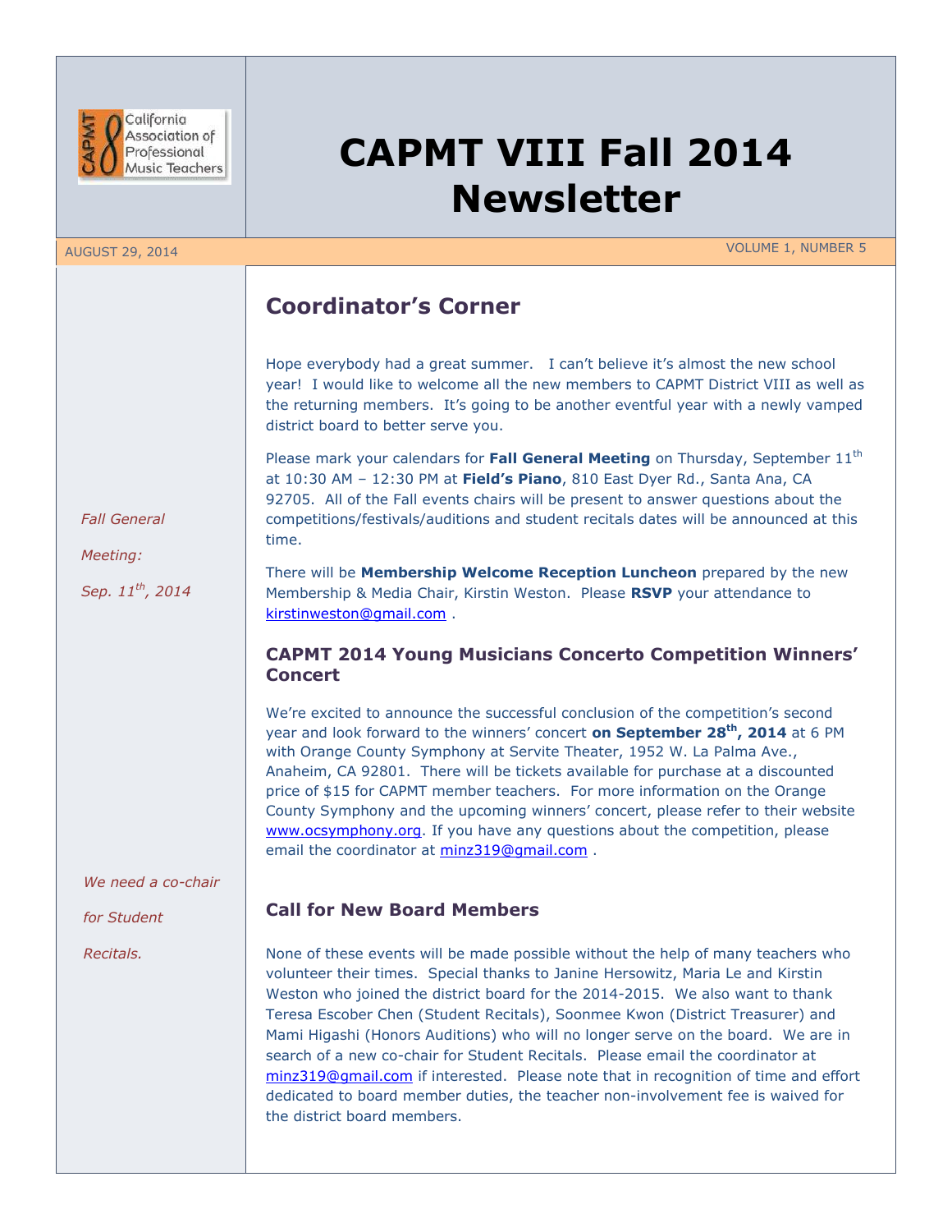# CAPMT VIII Fall 2014 Newsletter

AUGUST 29, 2014 VOLUME 1, NUMBER 5

## Coordinator's Corner

Hope everybody had a great summer. I can't believe it's almost the new school year! I would like to welcome all the new members to CAPMT District VIII as well as the returning members. It's going to be another eventful year with a newly vamped district board to better serve you.

Please mark your calendars for **Fall General Meeting** on Thursday, September 11th at 10:30 AM – 12:30 PM at **Field's Piano**, 810 East Dyer Rd., Santa Ana, CA 92705. All of the Fall events chairs will be present to answer questions about the competitions/festivals/auditions and student recitals dates will be announced at this time.

*Fall General Meeting: Sep. 11th, 2014*

There will be **Membership Welcome Reception Luncheon** prepared by the new Membership & Media Chair, Kirstin Weston. Please **RSVP** your attendance to kirstinweston@gmail.com .

### CAPMT 2014 Young Musicians Concerto Competition Winners' Concert

We're excited to announce the successful conclusion of the competition's second year and look forward to the winners' concert **on September 28th, 2014** at 6 PM with Orange County Symphony at Servite Theater, 1952 W. La Palma Ave., Anaheim, CA 92801. There will be tickets available for purchase at a discounted price of $15 for CAPMT member teachers. For more information on the Orange County Symphony and the upcoming winners' concert, please refer to their website www.ocsymphony.org. If you have any questions about the competition, please email the coordinator at minz319@gmail.com .

*We need a co-chair for Student Recitals.*

### Call for New Board Members

None of these events will be made possible without the help of many teachers who volunteer their times. Special thanks to Janine Hersowitz, Maria Le and Kirstin Weston who joined the district board for the 2014-2015. We also want to thank Teresa Escober Chen (Student Recitals), Soonmee Kwon (District Treasurer) and Mami Higashi (Honors Auditions) who will no longer serve on the board. We are in search of a new co-chair for Student Recitals. Please email the coordinator at minz319@gmail.com if interested. Please note that in recognition of time and effort dedicated to board member duties, the teacher non-involvement fee is waived for the district board members.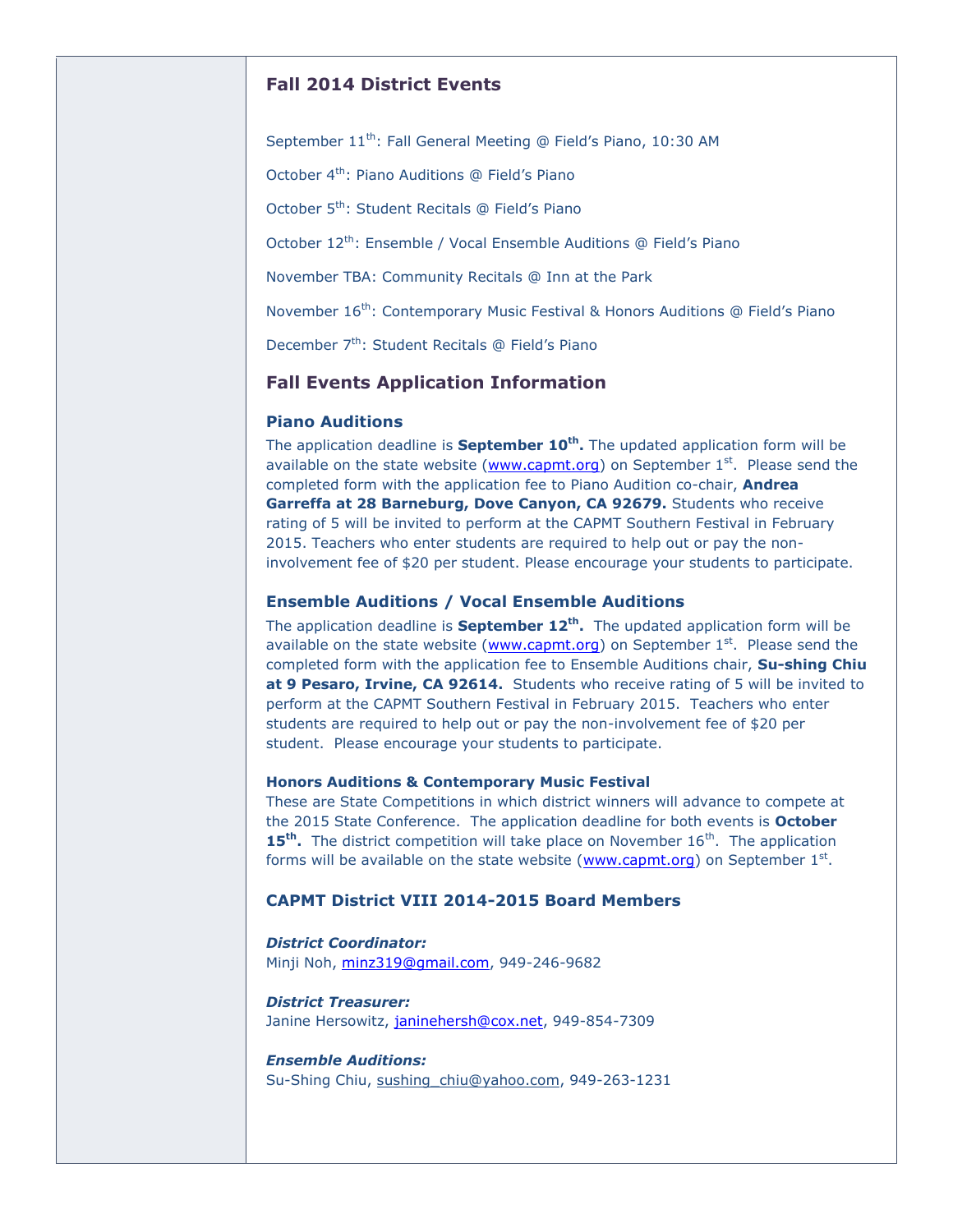## Fall 2014 District Events

September 11th: Fall General Meeting @ Field's Piano, 10:30 AM

October 4th: Piano Auditions @ Field's Piano

October 5th: Student Recitals @ Field's Piano

October 12th: Ensemble / Vocal Ensemble Auditions @ Field's Piano

November TBA: Community Recitals @ Inn at the Park

November 16th: Contemporary Music Festival & Honors Auditions @ Field's Piano

December 7th: Student Recitals @ Field's Piano

## Fall Events Application Information

### Piano Auditions

The application deadline is **September 10th.** The updated application form will be available on the state website (www.capmt.org) on September 1st. Please send the completed form with the application fee to Piano Audition co-chair, **Andrea Garreffa at 28 Barneburg, Dove Canyon, CA 92679.** Students who receive rating of 5 will be invited to perform at the CAPMT Southern Festival in February 2015. Teachers who enter students are required to help out or pay the non-involvement fee of $20 per student. Please encourage your students to participate.

### Ensemble Auditions / Vocal Ensemble Auditions

The application deadline is **September 12th.** The updated application form will be available on the state website (www.capmt.org) on September 1st. Please send the completed form with the application fee to Ensemble Auditions chair, **Su-shing Chiu at 9 Pesaro, Irvine, CA 92614.** Students who receive rating of 5 will be invited to perform at the CAPMT Southern Festival in February 2015. Teachers who enter students are required to help out or pay the non-involvement fee of $20 per student. Please encourage your students to participate.

#### Honors Auditions & Contemporary Music Festival

These are State Competitions in which district winners will advance to compete at the 2015 State Conference. The application deadline for both events is **October 15th.** The district competition will take place on November 16th. The application forms will be available on the state website (www.capmt.org) on September 1st.

### CAPMT District VIII 2014-2015 Board Members

***District Coordinator:***
Minji Noh, minz319@gmail.com, 949-246-9682

***District Treasurer:***
Janine Hersowitz, janinehersh@cox.net, 949-854-7309

***Ensemble Auditions:***
Su-Shing Chiu, sushing_chiu@yahoo.com, 949-263-1231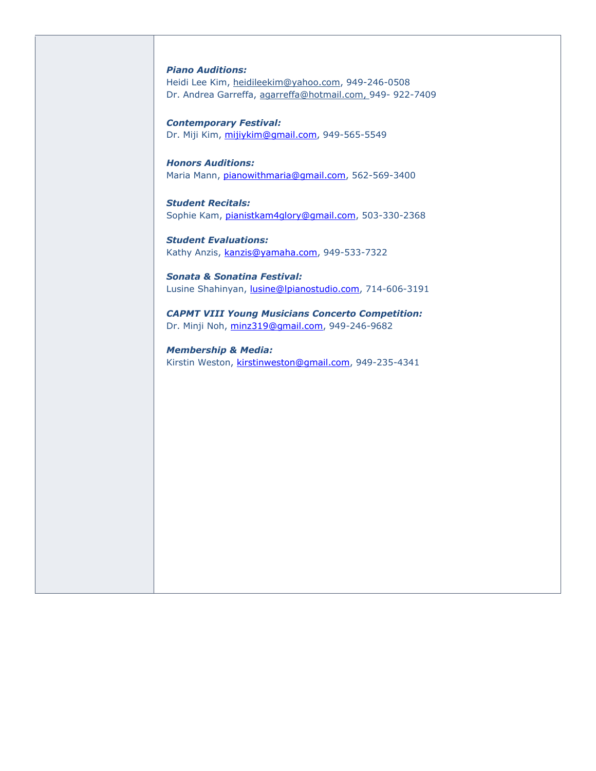***Piano Auditions:***
Heidi Lee Kim, heidileekim@yahoo.com, 949-246-0508
Dr. Andrea Garreffa, agarreffa@hotmail.com, 949- 922-7409

***Contemporary Festival:***
Dr. Miji Kim, mijiykim@gmail.com, 949-565-5549

***Honors Auditions:***
Maria Mann, pianowithmaria@gmail.com, 562-569-3400

***Student Recitals:***
Sophie Kam, pianistkam4glory@gmail.com, 503-330-2368

***Student Evaluations:***
Kathy Anzis, kanzis@yamaha.com, 949-533-7322

***Sonata & Sonatina Festival:***
Lusine Shahinyan, lusine@lpianostudio.com, 714-606-3191

***CAPMT VIII Young Musicians Concerto Competition:***
Dr. Minji Noh, minz319@gmail.com, 949-246-9682

***Membership & Media:***
Kirstin Weston, kirstinweston@gmail.com, 949-235-4341